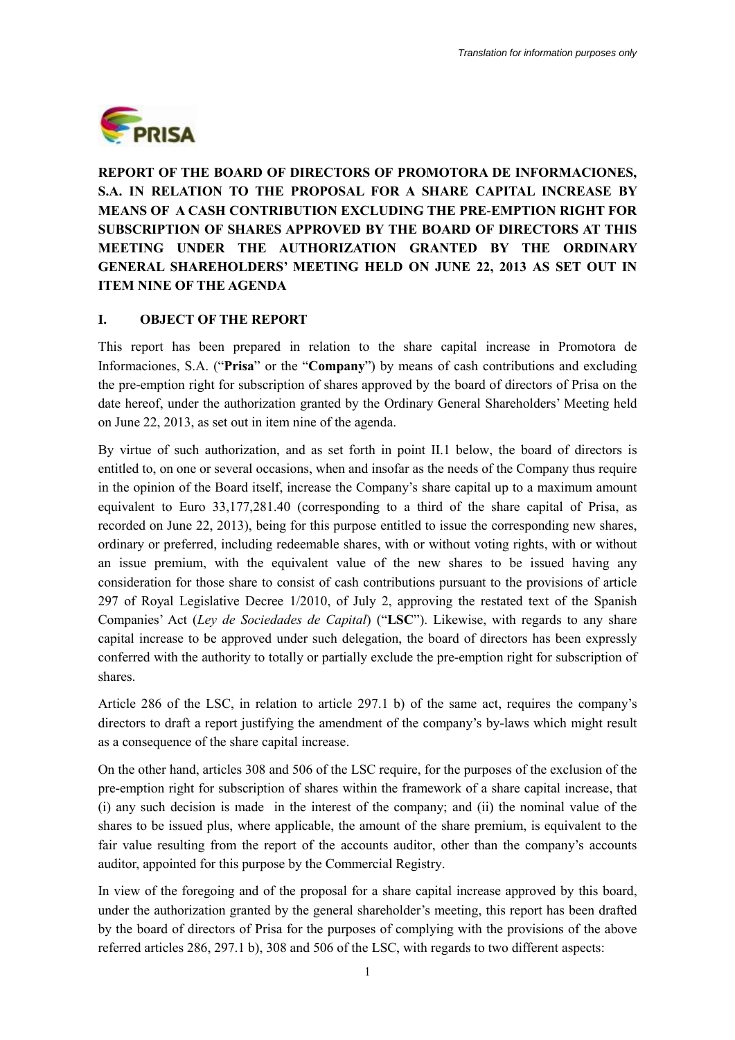# REPORT OF THE BOARD OF DIRECTORS OF PROMOTORA DE INFORMACIONES, S.A. IN RELATION TO THE PROPOSAL FOR A SHARE CAPITAL INCREASE BY MEANS OF A CASH CONTRIBUTION EXCLUDING THE PRE-EMPTION RIGHT FOR SUBSCRIPTION OF SHARES APPROVED BY THE BOARD OF DIRECTORS AT THIS MEETING UNDER THE AUTHORIZATION GRANTED BY THE ORDINARY GENERAL SHAREHOLDERS' MEETING HELD ON JUNE 22, 2013 AS SET OUT IN ITEM NINE OF THE AGENDA

## I. OBJECT OF THE REPORT

This report has been prepared in relation to the share capital increase in Promotora de Informaciones, S.A. ("**Prisa**" or the "**Company**") by means of cash contributions and excluding the pre-emption right for subscription of shares approved by the board of directors of Prisa on the date hereof, under the authorization granted by the Ordinary General Shareholders' Meeting held on June 22, 2013, as set out in item nine of the agenda.

By virtue of such authorization, and as set forth in point II.1 below, the board of directors is entitled to, on one or several occasions, when and insofar as the needs of the Company thus require in the opinion of the Board itself, increase the Company's share capital up to a maximum amount equivalent to Euro 33,177,281.40 (corresponding to a third of the share capital of Prisa, as recorded on June 22, 2013), being for this purpose entitled to issue the corresponding new shares, ordinary or preferred, including redeemable shares, with or without voting rights, with or without an issue premium, with the equivalent value of the new shares to be issued having any consideration for those share to consist of cash contributions pursuant to the provisions of article 297 of Royal Legislative Decree 1/2010, of July 2, approving the restated text of the Spanish Companies' Act (*Ley de Sociedades de Capital*) ("**LSC**"). Likewise, with regards to any share capital increase to be approved under such delegation, the board of directors has been expressly conferred with the authority to totally or partially exclude the pre-emption right for subscription of shares.

Article 286 of the LSC, in relation to article 297.1 b) of the same act, requires the company's directors to draft a report justifying the amendment of the company's by-laws which might result as a consequence of the share capital increase.

On the other hand, articles 308 and 506 of the LSC require, for the purposes of the exclusion of the pre-emption right for subscription of shares within the framework of a share capital increase, that (i) any such decision is made in the interest of the company; and (ii) the nominal value of the shares to be issued plus, where applicable, the amount of the share premium, is equivalent to the fair value resulting from the report of the accounts auditor, other than the company's accounts auditor, appointed for this purpose by the Commercial Registry.

In view of the foregoing and of the proposal for a share capital increase approved by this board, under the authorization granted by the general shareholder's meeting, this report has been drafted by the board of directors of Prisa for the purposes of complying with the provisions of the above referred articles 286, 297.1 b), 308 and 506 of the LSC, with regards to two different aspects: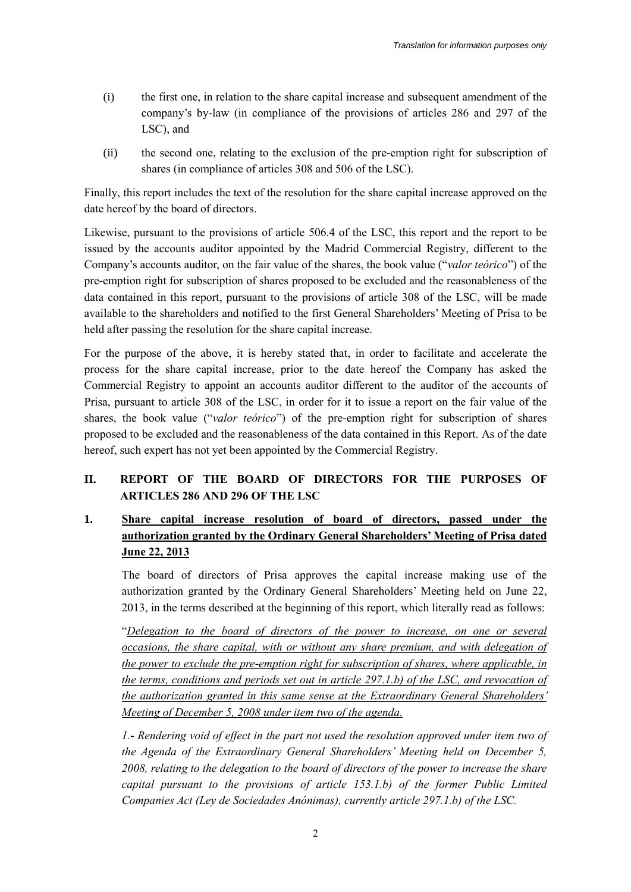(i) the first one, in relation to the share capital increase and subsequent amendment of the company's by-law (in compliance of the provisions of articles 286 and 297 of the LSC), and

(ii) the second one, relating to the exclusion of the pre-emption right for subscription of shares (in compliance of articles 308 and 506 of the LSC).

Finally, this report includes the text of the resolution for the share capital increase approved on the date hereof by the board of directors.

Likewise, pursuant to the provisions of article 506.4 of the LSC, this report and the report to be issued by the accounts auditor appointed by the Madrid Commercial Registry, different to the Company's accounts auditor, on the fair value of the shares, the book value ("*valor teórico*") of the pre-emption right for subscription of shares proposed to be excluded and the reasonableness of the data contained in this report, pursuant to the provisions of article 308 of the LSC, will be made available to the shareholders and notified to the first General Shareholders' Meeting of Prisa to be held after passing the resolution for the share capital increase.

For the purpose of the above, it is hereby stated that, in order to facilitate and accelerate the process for the share capital increase, prior to the date hereof the Company has asked the Commercial Registry to appoint an accounts auditor different to the auditor of the accounts of Prisa, pursuant to article 308 of the LSC, in order for it to issue a report on the fair value of the shares, the book value ("*valor teórico*") of the pre-emption right for subscription of shares proposed to be excluded and the reasonableness of the data contained in this Report. As of the date hereof, such expert has not yet been appointed by the Commercial Registry.

## II. REPORT OF THE BOARD OF DIRECTORS FOR THE PURPOSES OF ARTICLES 286 AND 296 OF THE LSC

### 1. Share capital increase resolution of board of directors, passed under the authorization granted by the Ordinary General Shareholders' Meeting of Prisa dated June 22, 2013

The board of directors of Prisa approves the capital increase making use of the authorization granted by the Ordinary General Shareholders' Meeting held on June 22, 2013, in the terms described at the beginning of this report, which literally read as follows:

"*Delegation to the board of directors of the power to increase, on one or several occasions, the share capital, with or without any share premium, and with delegation of the power to exclude the pre-emption right for subscription of shares, where applicable, in the terms, conditions and periods set out in article 297.1.b) of the LSC, and revocation of the authorization granted in this same sense at the Extraordinary General Shareholders' Meeting of December 5, 2008 under item two of the agenda.*"

*1.- Rendering void of effect in the part not used the resolution approved under item two of the Agenda of the Extraordinary General Shareholders' Meeting held on December 5, 2008, relating to the delegation to the board of directors of the power to increase the share capital pursuant to the provisions of article 153.1.b) of the former Public Limited Companies Act (Ley de Sociedades Anónimas), currently article 297.1.b) of the LSC.*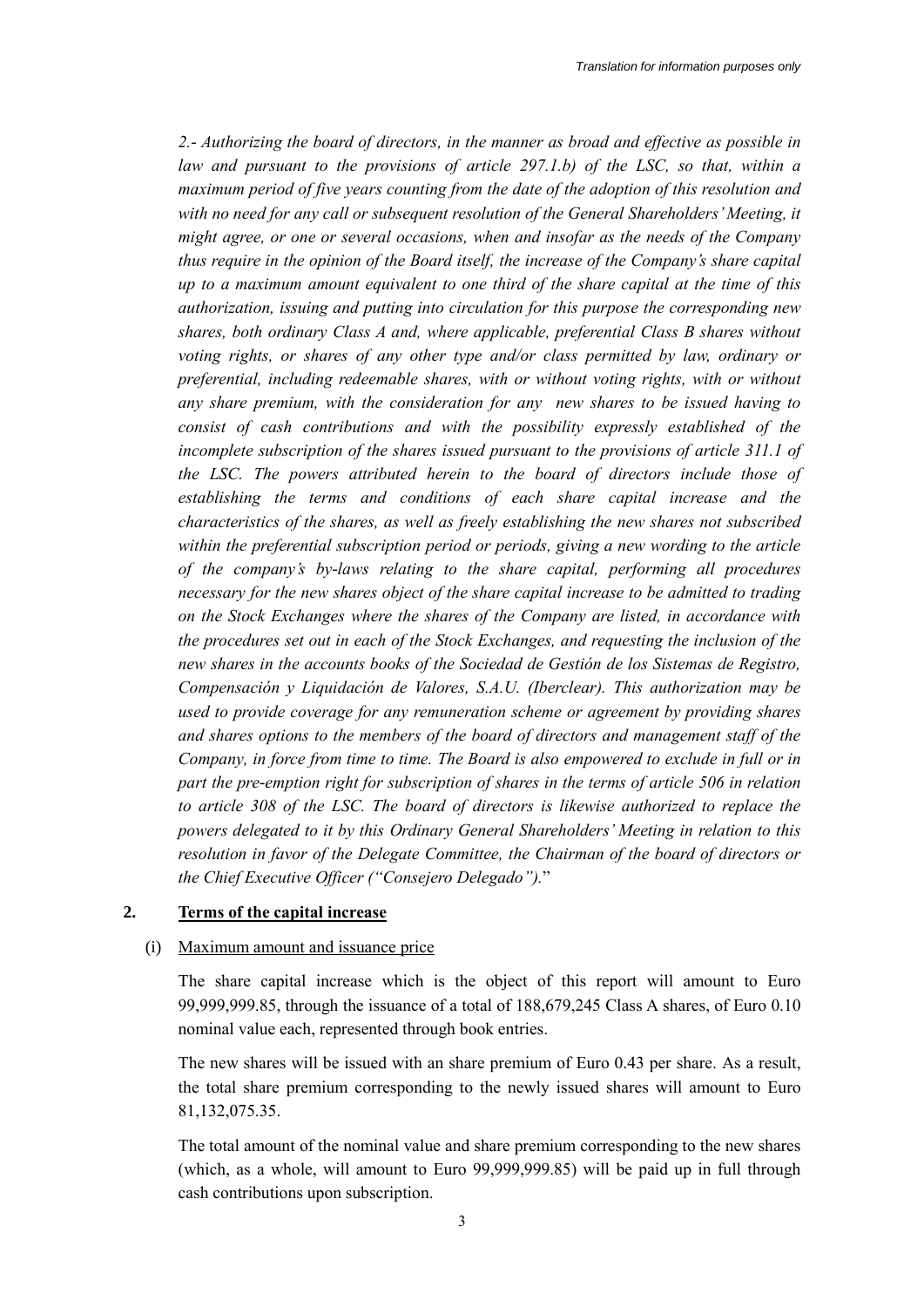*2.- Authorizing the board of directors, in the manner as broad and effective as possible in law and pursuant to the provisions of article 297.1.b) of the LSC, so that, within a maximum period of five years counting from the date of the adoption of this resolution and with no need for any call or subsequent resolution of the General Shareholders' Meeting, it might agree, or one or several occasions, when and insofar as the needs of the Company thus require in the opinion of the Board itself, the increase of the Company's share capital up to a maximum amount equivalent to one third of the share capital at the time of this authorization, issuing and putting into circulation for this purpose the corresponding new shares, both ordinary Class A and, where applicable, preferential Class B shares without voting rights, or shares of any other type and/or class permitted by law, ordinary or preferential, including redeemable shares, with or without voting rights, with or without any share premium, with the consideration for any new shares to be issued having to consist of cash contributions and with the possibility expressly established of the incomplete subscription of the shares issued pursuant to the provisions of article 311.1 of the LSC. The powers attributed herein to the board of directors include those of establishing the terms and conditions of each share capital increase and the characteristics of the shares, as well as freely establishing the new shares not subscribed within the preferential subscription period or periods, giving a new wording to the article of the company's by-laws relating to the share capital, performing all procedures necessary for the new shares object of the share capital increase to be admitted to trading on the Stock Exchanges where the shares of the Company are listed, in accordance with the procedures set out in each of the Stock Exchanges, and requesting the inclusion of the new shares in the accounts books of the Sociedad de Gestión de los Sistemas de Registro, Compensación y Liquidación de Valores, S.A.U. (Iberclear). This authorization may be used to provide coverage for any remuneration scheme or agreement by providing shares and shares options to the members of the board of directors and management staff of the Company, in force from time to time. The Board is also empowered to exclude in full or in part the pre-emption right for subscription of shares in the terms of article 506 in relation to article 308 of the LSC. The board of directors is likewise authorized to replace the powers delegated to it by this Ordinary General Shareholders' Meeting in relation to this resolution in favor of the Delegate Committee, the Chairman of the board of directors or the Chief Executive Officer ("Consejero Delegado").*"

## 2. Terms of the capital increase

(i) Maximum amount and issuance price

The share capital increase which is the object of this report will amount to Euro 99,999,999.85, through the issuance of a total of 188,679,245 Class A shares, of Euro 0.10 nominal value each, represented through book entries.

The new shares will be issued with an share premium of Euro 0.43 per share. As a result, the total share premium corresponding to the newly issued shares will amount to Euro 81,132,075.35.

The total amount of the nominal value and share premium corresponding to the new shares (which, as a whole, will amount to Euro 99,999,999.85) will be paid up in full through cash contributions upon subscription.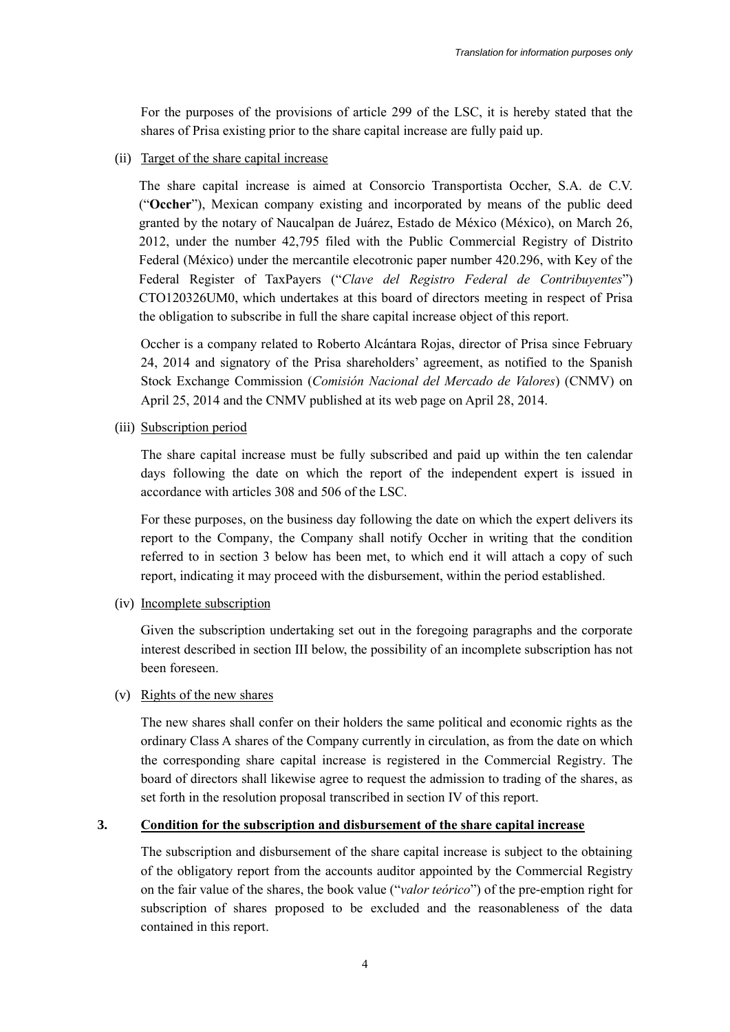For the purposes of the provisions of article 299 of the LSC, it is hereby stated that the shares of Prisa existing prior to the share capital increase are fully paid up.

(ii) Target of the share capital increase

The share capital increase is aimed at Consorcio Transportista Occher, S.A. de C.V. ("**Occher**"), Mexican company existing and incorporated by means of the public deed granted by the notary of Naucalpan de Juárez, Estado de México (México), on March 26, 2012, under the number 42,795 filed with the Public Commercial Registry of Distrito Federal (México) under the mercantile elecotronic paper number 420.296, with Key of the Federal Register of TaxPayers ("*Clave del Registro Federal de Contribuyentes*") CTO120326UM0, which undertakes at this board of directors meeting in respect of Prisa the obligation to subscribe in full the share capital increase object of this report.

Occher is a company related to Roberto Alcántara Rojas, director of Prisa since February 24, 2014 and signatory of the Prisa shareholders' agreement, as notified to the Spanish Stock Exchange Commission (*Comisión Nacional del Mercado de Valores*) (CNMV) on April 25, 2014 and the CNMV published at its web page on April 28, 2014.

(iii) Subscription period

The share capital increase must be fully subscribed and paid up within the ten calendar days following the date on which the report of the independent expert is issued in accordance with articles 308 and 506 of the LSC.

For these purposes, on the business day following the date on which the expert delivers its report to the Company, the Company shall notify Occher in writing that the condition referred to in section 3 below has been met, to which end it will attach a copy of such report, indicating it may proceed with the disbursement, within the period established.

(iv) Incomplete subscription

Given the subscription undertaking set out in the foregoing paragraphs and the corporate interest described in section III below, the possibility of an incomplete subscription has not been foreseen.

(v) Rights of the new shares

The new shares shall confer on their holders the same political and economic rights as the ordinary Class A shares of the Company currently in circulation, as from the date on which the corresponding share capital increase is registered in the Commercial Registry. The board of directors shall likewise agree to request the admission to trading of the shares, as set forth in the resolution proposal transcribed in section IV of this report.

## 3. Condition for the subscription and disbursement of the share capital increase

The subscription and disbursement of the share capital increase is subject to the obtaining of the obligatory report from the accounts auditor appointed by the Commercial Registry on the fair value of the shares, the book value ("*valor teórico*") of the pre-emption right for subscription of shares proposed to be excluded and the reasonableness of the data contained in this report.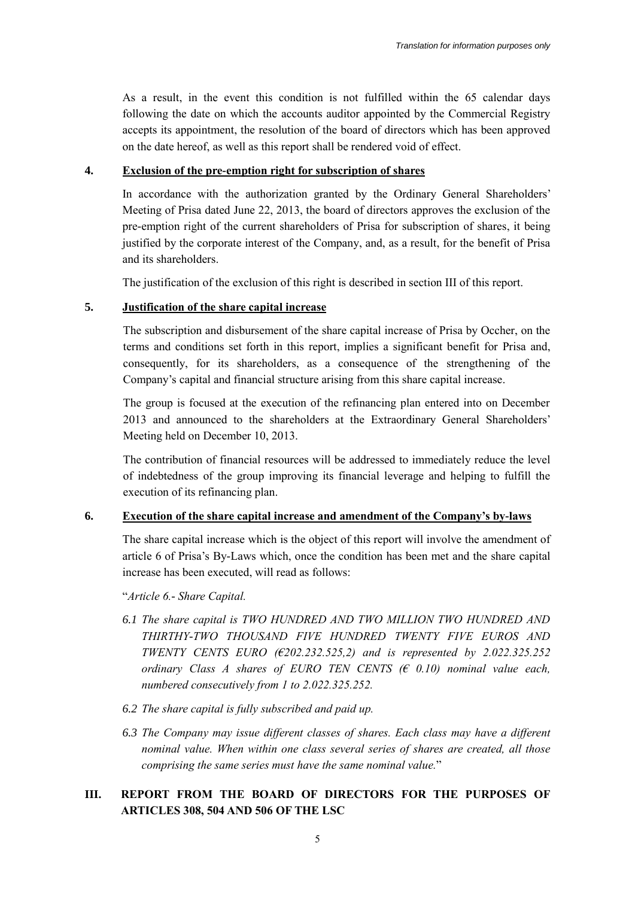As a result, in the event this condition is not fulfilled within the 65 calendar days following the date on which the accounts auditor appointed by the Commercial Registry accepts its appointment, the resolution of the board of directors which has been approved on the date hereof, as well as this report shall be rendered void of effect.

## 4. **Exclusion of the pre-emption right for subscription of shares**

In accordance with the authorization granted by the Ordinary General Shareholders' Meeting of Prisa dated June 22, 2013, the board of directors approves the exclusion of the pre-emption right of the current shareholders of Prisa for subscription of shares, it being justified by the corporate interest of the Company, and, as a result, for the benefit of Prisa and its shareholders.

The justification of the exclusion of this right is described in section III of this report.

## 5. **Justification of the share capital increase**

The subscription and disbursement of the share capital increase of Prisa by Occher, on the terms and conditions set forth in this report, implies a significant benefit for Prisa and, consequently, for its shareholders, as a consequence of the strengthening of the Company's capital and financial structure arising from this share capital increase.

The group is focused at the execution of the refinancing plan entered into on December 2013 and announced to the shareholders at the Extraordinary General Shareholders' Meeting held on December 10, 2013.

The contribution of financial resources will be addressed to immediately reduce the level of indebtedness of the group improving its financial leverage and helping to fulfill the execution of its refinancing plan.

## 6. **Execution of the share capital increase and amendment of the Company's by-laws**

The share capital increase which is the object of this report will involve the amendment of article 6 of Prisa's By-Laws which, once the condition has been met and the share capital increase has been executed, will read as follows:

"*Article 6.- Share Capital.*

*6.1 The share capital is TWO HUNDRED AND TWO MILLION TWO HUNDRED AND THIRTHY-TWO THOUSAND FIVE HUNDRED TWENTY FIVE EUROS AND TWENTY CENTS EURO (€202.232.525,2) and is represented by 2.022.325.252 ordinary Class A shares of EURO TEN CENTS (€ 0.10) nominal value each, numbered consecutively from 1 to 2.022.325.252.*

*6.2 The share capital is fully subscribed and paid up.*

*6.3 The Company may issue different classes of shares. Each class may have a different nominal value. When within one class several series of shares are created, all those comprising the same series must have the same nominal value.*"

# III. REPORT FROM THE BOARD OF DIRECTORS FOR THE PURPOSES OF ARTICLES 308, 504 AND 506 OF THE LSC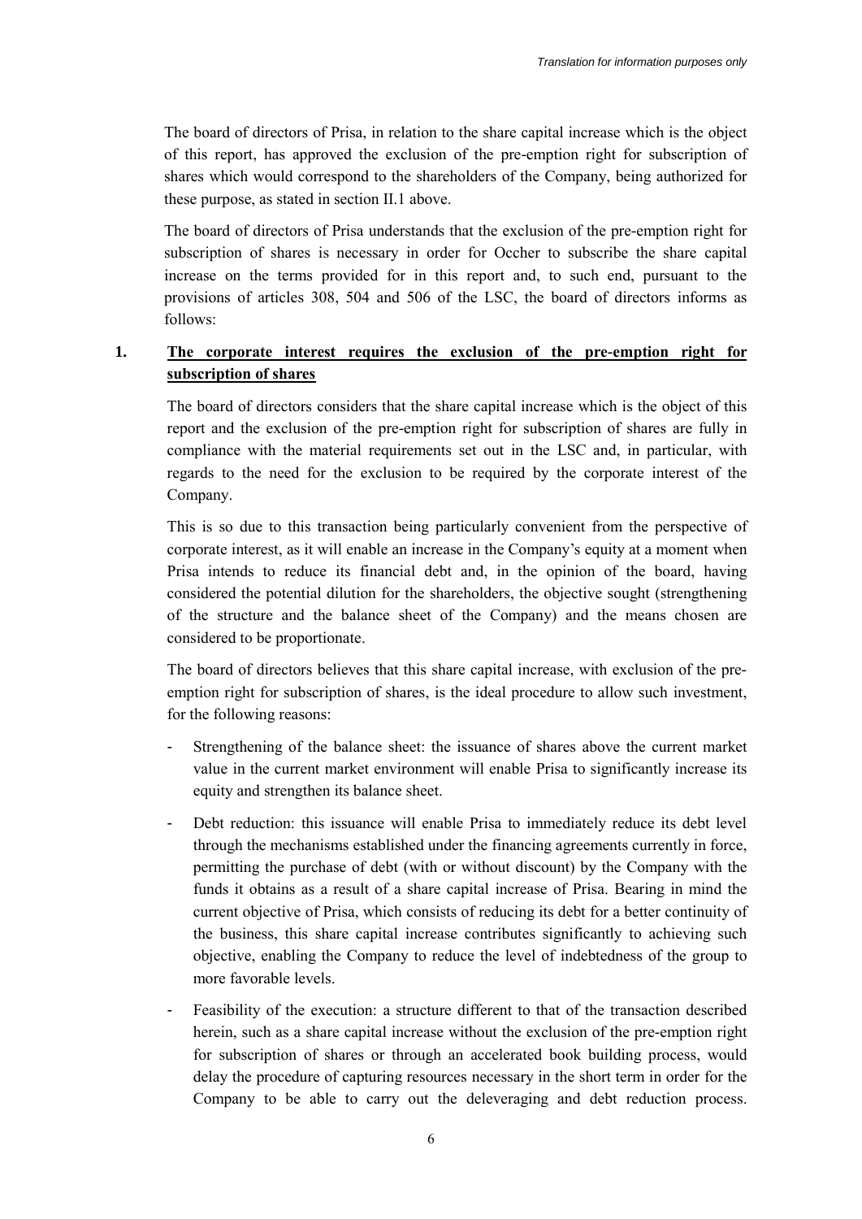The board of directors of Prisa, in relation to the share capital increase which is the object of this report, has approved the exclusion of the pre-emption right for subscription of shares which would correspond to the shareholders of the Company, being authorized for these purpose, as stated in section II.1 above.

The board of directors of Prisa understands that the exclusion of the pre-emption right for subscription of shares is necessary in order for Occher to subscribe the share capital increase on the terms provided for in this report and, to such end, pursuant to the provisions of articles 308, 504 and 506 of the LSC, the board of directors informs as follows:

## 1. The corporate interest requires the exclusion of the pre-emption right for subscription of shares

The board of directors considers that the share capital increase which is the object of this report and the exclusion of the pre-emption right for subscription of shares are fully in compliance with the material requirements set out in the LSC and, in particular, with regards to the need for the exclusion to be required by the corporate interest of the Company.

This is so due to this transaction being particularly convenient from the perspective of corporate interest, as it will enable an increase in the Company's equity at a moment when Prisa intends to reduce its financial debt and, in the opinion of the board, having considered the potential dilution for the shareholders, the objective sought (strengthening of the structure and the balance sheet of the Company) and the means chosen are considered to be proportionate.

The board of directors believes that this share capital increase, with exclusion of the pre-emption right for subscription of shares, is the ideal procedure to allow such investment, for the following reasons:

- Strengthening of the balance sheet: the issuance of shares above the current market value in the current market environment will enable Prisa to significantly increase its equity and strengthen its balance sheet.
- Debt reduction: this issuance will enable Prisa to immediately reduce its debt level through the mechanisms established under the financing agreements currently in force, permitting the purchase of debt (with or without discount) by the Company with the funds it obtains as a result of a share capital increase of Prisa. Bearing in mind the current objective of Prisa, which consists of reducing its debt for a better continuity of the business, this share capital increase contributes significantly to achieving such objective, enabling the Company to reduce the level of indebtedness of the group to more favorable levels.
- Feasibility of the execution: a structure different to that of the transaction described herein, such as a share capital increase without the exclusion of the pre-emption right for subscription of shares or through an accelerated book building process, would delay the procedure of capturing resources necessary in the short term in order for the Company to be able to carry out the deleveraging and debt reduction process.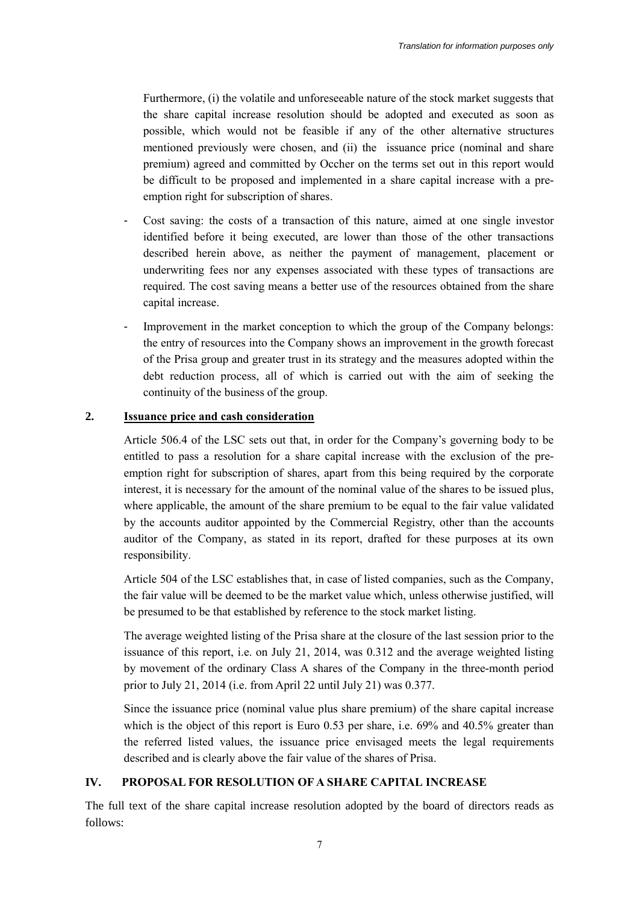Furthermore, (i) the volatile and unforeseeable nature of the stock market suggests that the share capital increase resolution should be adopted and executed as soon as possible, which would not be feasible if any of the other alternative structures mentioned previously were chosen, and (ii) the issuance price (nominal and share premium) agreed and committed by Occher on the terms set out in this report would be difficult to be proposed and implemented in a share capital increase with a pre-emption right for subscription of shares.

- Cost saving: the costs of a transaction of this nature, aimed at one single investor identified before it being executed, are lower than those of the other transactions described herein above, as neither the payment of management, placement or underwriting fees nor any expenses associated with these types of transactions are required. The cost saving means a better use of the resources obtained from the share capital increase.
- Improvement in the market conception to which the group of the Company belongs: the entry of resources into the Company shows an improvement in the growth forecast of the Prisa group and greater trust in its strategy and the measures adopted within the debt reduction process, all of which is carried out with the aim of seeking the continuity of the business of the group.

### 2. <u>Issuance price and cash consideration</u>

Article 506.4 of the LSC sets out that, in order for the Company's governing body to be entitled to pass a resolution for a share capital increase with the exclusion of the pre-emption right for subscription of shares, apart from this being required by the corporate interest, it is necessary for the amount of the nominal value of the shares to be issued plus, where applicable, the amount of the share premium to be equal to the fair value validated by the accounts auditor appointed by the Commercial Registry, other than the accounts auditor of the Company, as stated in its report, drafted for these purposes at its own responsibility.

Article 504 of the LSC establishes that, in case of listed companies, such as the Company, the fair value will be deemed to be the market value which, unless otherwise justified, will be presumed to be that established by reference to the stock market listing.

The average weighted listing of the Prisa share at the closure of the last session prior to the issuance of this report, i.e. on July 21, 2014, was 0.312 and the average weighted listing by movement of the ordinary Class A shares of the Company in the three-month period prior to July 21, 2014 (i.e. from April 22 until July 21) was 0.377.

Since the issuance price (nominal value plus share premium) of the share capital increase which is the object of this report is Euro 0.53 per share, i.e. 69% and 40.5% greater than the referred listed values, the issuance price envisaged meets the legal requirements described and is clearly above the fair value of the shares of Prisa.

## IV. PROPOSAL FOR RESOLUTION OF A SHARE CAPITAL INCREASE

The full text of the share capital increase resolution adopted by the board of directors reads as follows: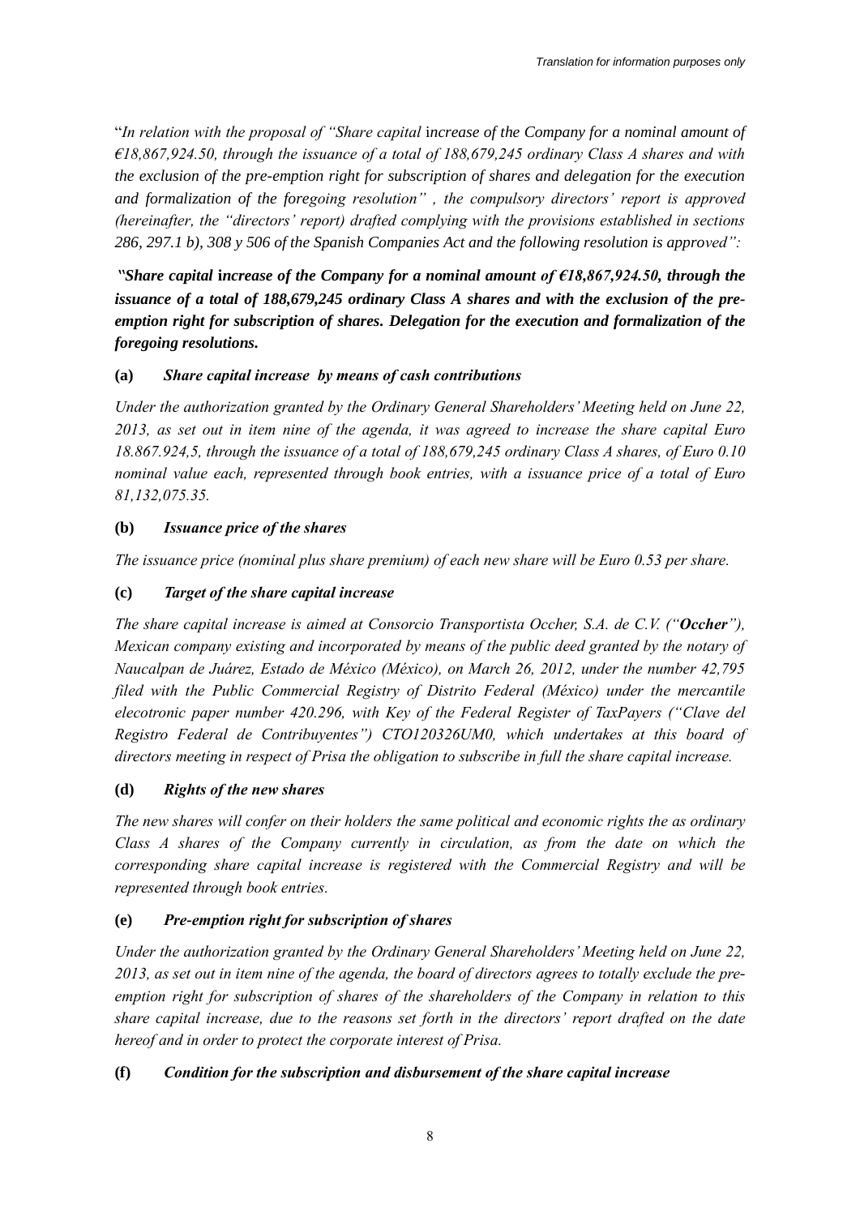"*In relation with the proposal of "Share capital* i*ncrease of the Company for a nominal amount of €18,867,924.50, through the issuance of a total of 188,679,245 ordinary Class A shares and with the exclusion of the pre-emption right for subscription of shares and delegation for the execution and formalization of the foregoing resolution" , the compulsory directors' report is approved (hereinafter, the "directors' report) drafted complying with the provisions established in sections 286, 297.1 b), 308 y 506 of the Spanish Companies Act and the following resolution is approved":*

***"Share capital*** **i*ncrease of the Company for a nominal amount of €18,867,924.50, through the issuance of a total of 188,679,245 ordinary Class A shares and with the exclusion of the pre-emption right for subscription of shares. Delegation for the execution and formalization of the foregoing resolutions.***

**(a)** ***Share capital increase by means of cash contributions***

*Under the authorization granted by the Ordinary General Shareholders' Meeting held on June 22, 2013, as set out in item nine of the agenda, it was agreed to increase the share capital Euro 18.867.924,5, through the issuance of a total of 188,679,245 ordinary Class A shares, of Euro 0.10 nominal value each, represented through book entries, with a issuance price of a total of Euro 81,132,075.35.*

**(b)** ***Issuance price of the shares***

*The issuance price (nominal plus share premium) of each new share will be Euro 0.53 per share.*

**(c)** ***Target of the share capital increase***

*The share capital increase is aimed at Consorcio Transportista Occher, S.A. de C.V. ("**Occher**"), Mexican company existing and incorporated by means of the public deed granted by the notary of Naucalpan de Juárez, Estado de México (México), on March 26, 2012, under the number 42,795 filed with the Public Commercial Registry of Distrito Federal (México) under the mercantile elecotronic paper number 420.296, with Key of the Federal Register of TaxPayers ("Clave del Registro Federal de Contribuyentes") CTO120326UM0, which undertakes at this board of directors meeting in respect of Prisa the obligation to subscribe in full the share capital increase.*

**(d)** ***Rights of the new shares***

*The new shares will confer on their holders the same political and economic rights the as ordinary Class A shares of the Company currently in circulation, as from the date on which the corresponding share capital increase is registered with the Commercial Registry and will be represented through book entries.*

**(e)** ***Pre-emption right for subscription of shares***

*Under the authorization granted by the Ordinary General Shareholders' Meeting held on June 22, 2013, as set out in item nine of the agenda, the board of directors agrees to totally exclude the pre-emption right for subscription of shares of the shareholders of the Company in relation to this share capital increase, due to the reasons set forth in the directors' report drafted on the date hereof and in order to protect the corporate interest of Prisa.*

**(f)** ***Condition for the subscription and disbursement of the share capital increase***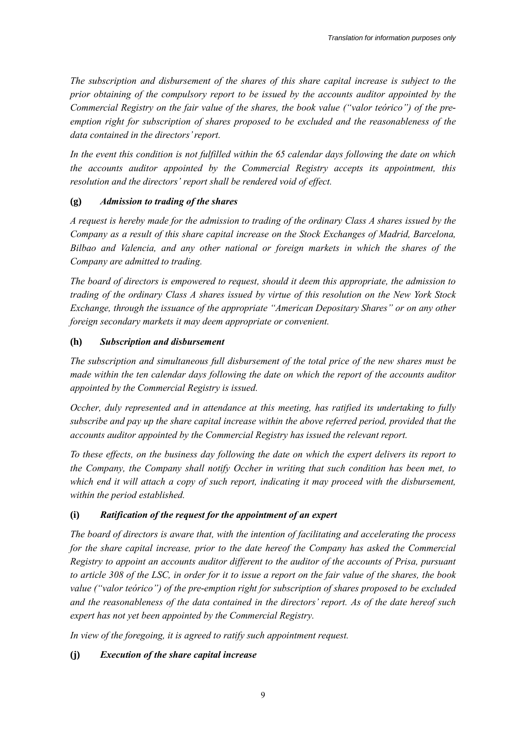*The subscription and disbursement of the shares of this share capital increase is subject to the prior obtaining of the compulsory report to be issued by the accounts auditor appointed by the Commercial Registry on the fair value of the shares, the book value ("valor teórico") of the pre-emption right for subscription of shares proposed to be excluded and the reasonableness of the data contained in the directors' report.*

*In the event this condition is not fulfilled within the 65 calendar days following the date on which the accounts auditor appointed by the Commercial Registry accepts its appointment, this resolution and the directors' report shall be rendered void of effect.*

**(g)** ***Admission to trading of the shares***

*A request is hereby made for the admission to trading of the ordinary Class A shares issued by the Company as a result of this share capital increase on the Stock Exchanges of Madrid, Barcelona, Bilbao and Valencia, and any other national or foreign markets in which the shares of the Company are admitted to trading.*

*The board of directors is empowered to request, should it deem this appropriate, the admission to trading of the ordinary Class A shares issued by virtue of this resolution on the New York Stock Exchange, through the issuance of the appropriate "American Depositary Shares" or on any other foreign secondary markets it may deem appropriate or convenient.*

**(h)** ***Subscription and disbursement***

*The subscription and simultaneous full disbursement of the total price of the new shares must be made within the ten calendar days following the date on which the report of the accounts auditor appointed by the Commercial Registry is issued.*

*Occher, duly represented and in attendance at this meeting, has ratified its undertaking to fully subscribe and pay up the share capital increase within the above referred period, provided that the accounts auditor appointed by the Commercial Registry has issued the relevant report.*

*To these effects, on the business day following the date on which the expert delivers its report to the Company, the Company shall notify Occher in writing that such condition has been met, to which end it will attach a copy of such report, indicating it may proceed with the disbursement, within the period established.*

**(i)** ***Ratification of the request for the appointment of an expert***

*The board of directors is aware that, with the intention of facilitating and accelerating the process for the share capital increase, prior to the date hereof the Company has asked the Commercial Registry to appoint an accounts auditor different to the auditor of the accounts of Prisa, pursuant to article 308 of the LSC, in order for it to issue a report on the fair value of the shares, the book value ("valor teórico") of the pre-emption right for subscription of shares proposed to be excluded and the reasonableness of the data contained in the directors' report. As of the date hereof such expert has not yet been appointed by the Commercial Registry.*

*In view of the foregoing, it is agreed to ratify such appointment request.*

**(j)** ***Execution of the share capital increase***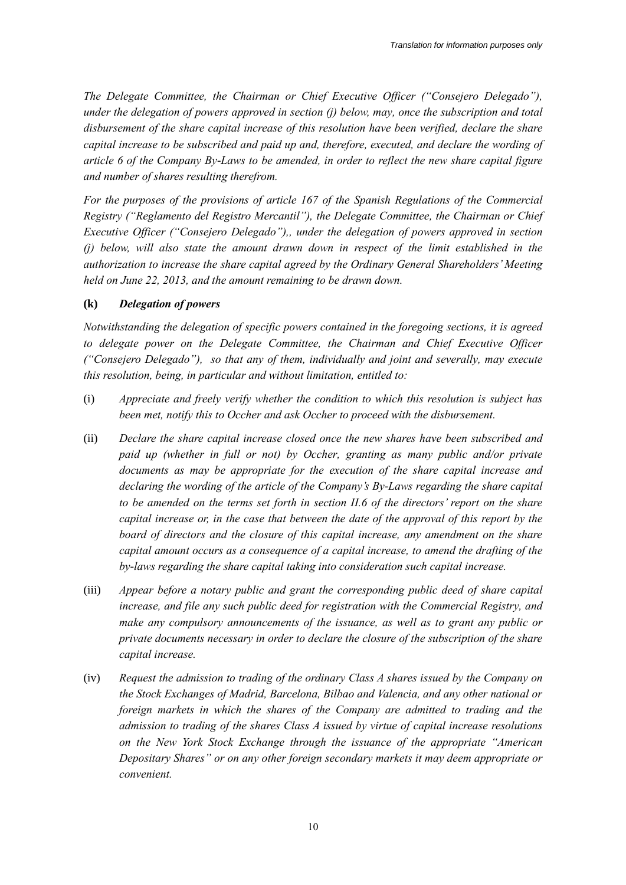*The Delegate Committee, the Chairman or Chief Executive Officer ("Consejero Delegado"), under the delegation of powers approved in section (j) below, may, once the subscription and total disbursement of the share capital increase of this resolution have been verified, declare the share capital increase to be subscribed and paid up and, therefore, executed, and declare the wording of article 6 of the Company By-Laws to be amended, in order to reflect the new share capital figure and number of shares resulting therefrom.*

*For the purposes of the provisions of article 167 of the Spanish Regulations of the Commercial Registry ("Reglamento del Registro Mercantil"), the Delegate Committee, the Chairman or Chief Executive Officer ("Consejero Delegado"),, under the delegation of powers approved in section (j) below, will also state the amount drawn down in respect of the limit established in the authorization to increase the share capital agreed by the Ordinary General Shareholders' Meeting held on June 22, 2013, and the amount remaining to be drawn down.*

**(k)** ***Delegation of powers***

*Notwithstanding the delegation of specific powers contained in the foregoing sections, it is agreed to delegate power on the Delegate Committee, the Chairman and Chief Executive Officer ("Consejero Delegado"), so that any of them, individually and joint and severally, may execute this resolution, being, in particular and without limitation, entitled to:*

(i) *Appreciate and freely verify whether the condition to which this resolution is subject has been met, notify this to Occher and ask Occher to proceed with the disbursement.*

(ii) *Declare the share capital increase closed once the new shares have been subscribed and paid up (whether in full or not) by Occher, granting as many public and/or private documents as may be appropriate for the execution of the share capital increase and declaring the wording of the article of the Company's By-Laws regarding the share capital to be amended on the terms set forth in section II.6 of the directors' report on the share capital increase or, in the case that between the date of the approval of this report by the board of directors and the closure of this capital increase, any amendment on the share capital amount occurs as a consequence of a capital increase, to amend the drafting of the by-laws regarding the share capital taking into consideration such capital increase.*

(iii) *Appear before a notary public and grant the corresponding public deed of share capital increase, and file any such public deed for registration with the Commercial Registry, and make any compulsory announcements of the issuance, as well as to grant any public or private documents necessary in order to declare the closure of the subscription of the share capital increase.*

(iv) *Request the admission to trading of the ordinary Class A shares issued by the Company on the Stock Exchanges of Madrid, Barcelona, Bilbao and Valencia, and any other national or foreign markets in which the shares of the Company are admitted to trading and the admission to trading of the shares Class A issued by virtue of capital increase resolutions on the New York Stock Exchange through the issuance of the appropriate "American Depositary Shares" or on any other foreign secondary markets it may deem appropriate or convenient.*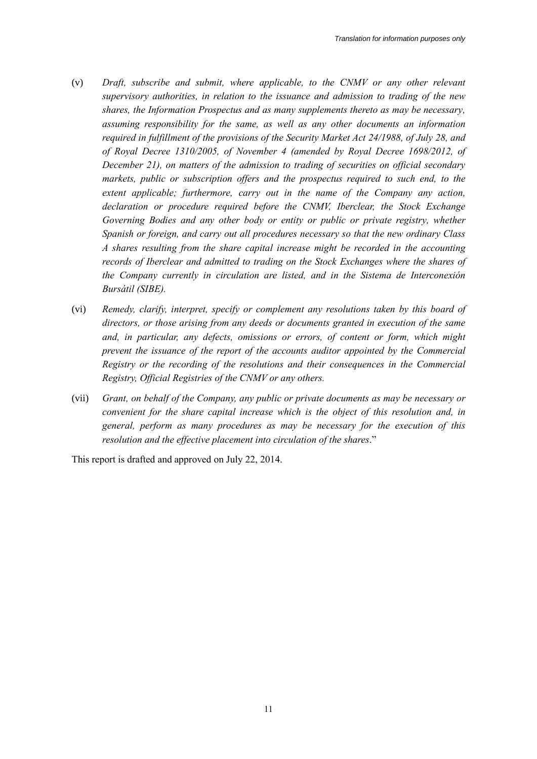(v) *Draft, subscribe and submit, where applicable, to the CNMV or any other relevant supervisory authorities, in relation to the issuance and admission to trading of the new shares, the Information Prospectus and as many supplements thereto as may be necessary, assuming responsibility for the same, as well as any other documents an information required in fulfillment of the provisions of the Security Market Act 24/1988, of July 28, and of Royal Decree 1310/2005, of November 4 (amended by Royal Decree 1698/2012, of December 21), on matters of the admission to trading of securities on official secondary markets, public or subscription offers and the prospectus required to such end, to the extent applicable; furthermore, carry out in the name of the Company any action, declaration or procedure required before the CNMV, Iberclear, the Stock Exchange Governing Bodies and any other body or entity or public or private registry, whether Spanish or foreign, and carry out all procedures necessary so that the new ordinary Class A shares resulting from the share capital increase might be recorded in the accounting records of Iberclear and admitted to trading on the Stock Exchanges where the shares of the Company currently in circulation are listed, and in the Sistema de Interconexión Bursátil (SIBE).*

(vi) *Remedy, clarify, interpret, specify or complement any resolutions taken by this board of directors, or those arising from any deeds or documents granted in execution of the same and, in particular, any defects, omissions or errors, of content or form, which might prevent the issuance of the report of the accounts auditor appointed by the Commercial Registry or the recording of the resolutions and their consequences in the Commercial Registry, Official Registries of the CNMV or any others.*

(vii) *Grant, on behalf of the Company, any public or private documents as may be necessary or convenient for the share capital increase which is the object of this resolution and, in general, perform as many procedures as may be necessary for the execution of this resolution and the effective placement into circulation of the shares*."

This report is drafted and approved on July 22, 2014.